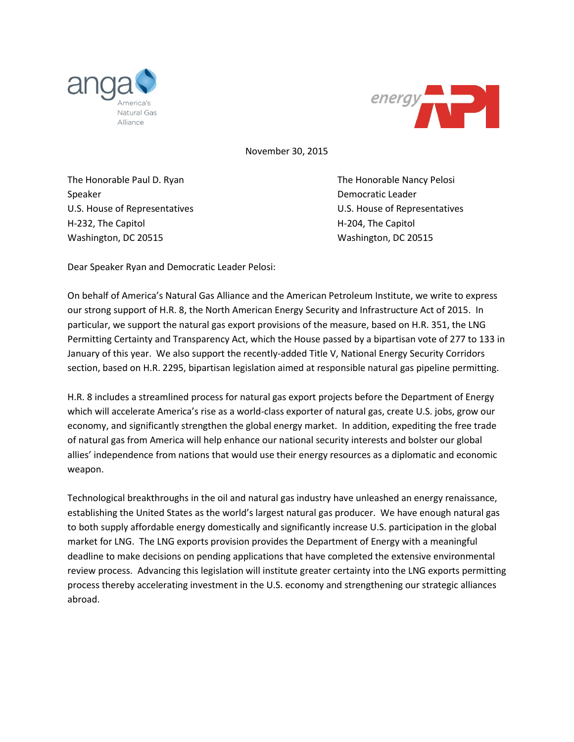anga
America's Natural Gas Alliance

energy API

November 30, 2015

The Honorable Paul D. Ryan
Speaker
U.S. House of Representatives
H-232, The Capitol
Washington, DC 20515

The Honorable Nancy Pelosi
Democratic Leader
U.S. House of Representatives
H-204, The Capitol
Washington, DC 20515

Dear Speaker Ryan and Democratic Leader Pelosi:

On behalf of America's Natural Gas Alliance and the American Petroleum Institute, we write to express our strong support of H.R. 8, the North American Energy Security and Infrastructure Act of 2015. In particular, we support the natural gas export provisions of the measure, based on H.R. 351, the LNG Permitting Certainty and Transparency Act, which the House passed by a bipartisan vote of 277 to 133 in January of this year. We also support the recently-added Title V, National Energy Security Corridors section, based on H.R. 2295, bipartisan legislation aimed at responsible natural gas pipeline permitting.

H.R. 8 includes a streamlined process for natural gas export projects before the Department of Energy which will accelerate America's rise as a world-class exporter of natural gas, create U.S. jobs, grow our economy, and significantly strengthen the global energy market. In addition, expediting the free trade of natural gas from America will help enhance our national security interests and bolster our global allies' independence from nations that would use their energy resources as a diplomatic and economic weapon.

Technological breakthroughs in the oil and natural gas industry have unleashed an energy renaissance, establishing the United States as the world's largest natural gas producer. We have enough natural gas to both supply affordable energy domestically and significantly increase U.S. participation in the global market for LNG. The LNG exports provision provides the Department of Energy with a meaningful deadline to make decisions on pending applications that have completed the extensive environmental review process. Advancing this legislation will institute greater certainty into the LNG exports permitting process thereby accelerating investment in the U.S. economy and strengthening our strategic alliances abroad.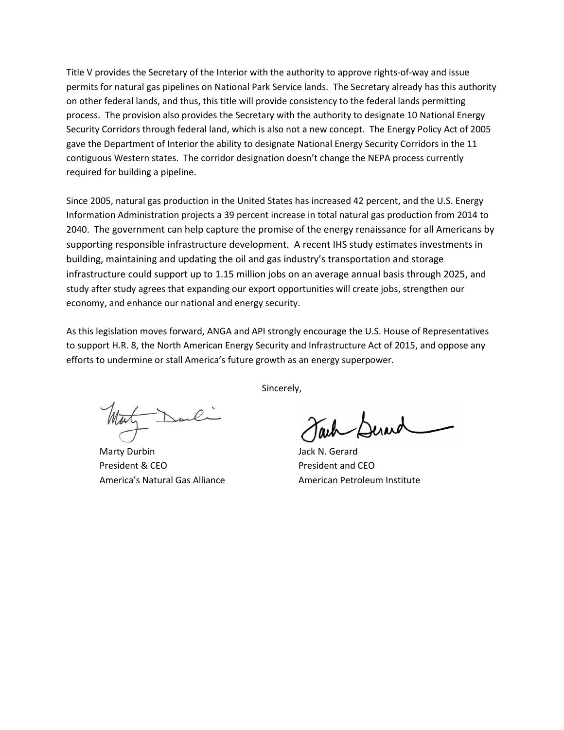Title V provides the Secretary of the Interior with the authority to approve rights-of-way and issue permits for natural gas pipelines on National Park Service lands. The Secretary already has this authority on other federal lands, and thus, this title will provide consistency to the federal lands permitting process. The provision also provides the Secretary with the authority to designate 10 National Energy Security Corridors through federal land, which is also not a new concept. The Energy Policy Act of 2005 gave the Department of Interior the ability to designate National Energy Security Corridors in the 11 contiguous Western states. The corridor designation doesn't change the NEPA process currently required for building a pipeline.

Since 2005, natural gas production in the United States has increased 42 percent, and the U.S. Energy Information Administration projects a 39 percent increase in total natural gas production from 2014 to 2040. The government can help capture the promise of the energy renaissance for all Americans by supporting responsible infrastructure development. A recent IHS study estimates investments in building, maintaining and updating the oil and gas industry's transportation and storage infrastructure could support up to 1.15 million jobs on an average annual basis through 2025, and study after study agrees that expanding our export opportunities will create jobs, strengthen our economy, and enhance our national and energy security.

As this legislation moves forward, ANGA and API strongly encourage the U.S. House of Representatives to support H.R. 8, the North American Energy Security and Infrastructure Act of 2015, and oppose any efforts to undermine or stall America's future growth as an energy superpower.

Sincerely,

Marty Durbin
President & CEO
America's Natural Gas Alliance

Jack N. Gerard
President and CEO
American Petroleum Institute